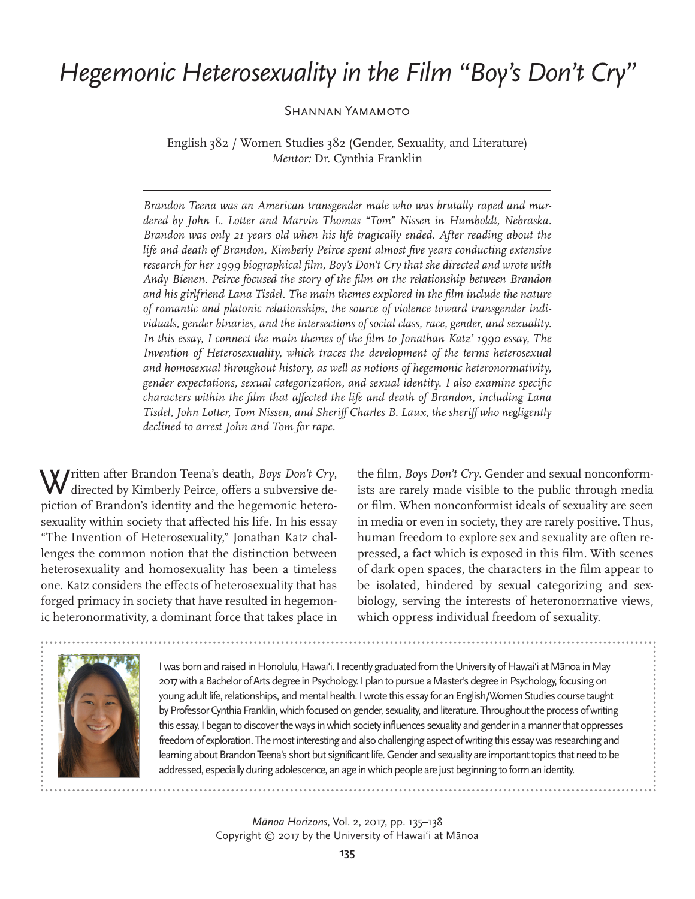# *Hegemonic Heterosexuality in the Film "Boy's Don't Cry"*

Shannan Yamamoto

English 382 / Women Studies 382 (Gender, Sexuality, and Literature)
*Mentor:* Dr. Cynthia Franklin

*Brandon Teena was an American transgender male who was brutally raped and murdered by John L. Lotter and Marvin Thomas "Tom" Nissen in Humboldt, Nebraska. Brandon was only 21 years old when his life tragically ended. After reading about the life and death of Brandon, Kimberly Peirce spent almost five years conducting extensive research for her 1999 biographical film, Boy's Don't Cry that she directed and wrote with Andy Bienen. Peirce focused the story of the film on the relationship between Brandon and his girlfriend Lana Tisdel. The main themes explored in the film include the nature of romantic and platonic relationships, the source of violence toward transgender individuals, gender binaries, and the intersections of social class, race, gender, and sexuality. In this essay, I connect the main themes of the film to Jonathan Katz' 1990 essay, The Invention of Heterosexuality, which traces the development of the terms heterosexual and homosexual throughout history, as well as notions of hegemonic heteronormativity, gender expectations, sexual categorization, and sexual identity. I also examine specific characters within the film that affected the life and death of Brandon, including Lana Tisdel, John Lotter, Tom Nissen, and Sheriff Charles B. Laux, the sheriff who negligently declined to arrest John and Tom for rape.*

Written after Brandon Teena's death, *Boys Don't Cry*, directed by Kimberly Peirce, offers a subversive depiction of Brandon's identity and the hegemonic heterosexuality within society that affected his life. In his essay "The Invention of Heterosexuality," Jonathan Katz challenges the common notion that the distinction between heterosexuality and homosexuality has been a timeless one. Katz considers the effects of heterosexuality that has forged primacy in society that have resulted in hegemonic heteronormativity, a dominant force that takes place in the film, *Boys Don't Cry*. Gender and sexual nonconformists are rarely made visible to the public through media or film. When nonconformist ideals of sexuality are seen in media or even in society, they are rarely positive. Thus, human freedom to explore sex and sexuality are often repressed, a fact which is exposed in this film. With scenes of dark open spaces, the characters in the film appear to be isolated, hindered by sexual categorizing and sexbiology, serving the interests of heteronormative views, which oppress individual freedom of sexuality.

I was born and raised in Honolulu, Hawai'i. I recently graduated from the University of Hawai'i at Mānoa in May 2017 with a Bachelor of Arts degree in Psychology. I plan to pursue a Master's degree in Psychology, focusing on young adult life, relationships, and mental health. I wrote this essay for an English/Women Studies course taught by Professor Cynthia Franklin, which focused on gender, sexuality, and literature. Throughout the process of writing this essay, I began to discover the ways in which society influences sexuality and gender in a manner that oppresses freedom of exploration. The most interesting and also challenging aspect of writing this essay was researching and learning about Brandon Teena's short but significant life. Gender and sexuality are important topics that need to be addressed, especially during adolescence, an age in which people are just beginning to form an identity.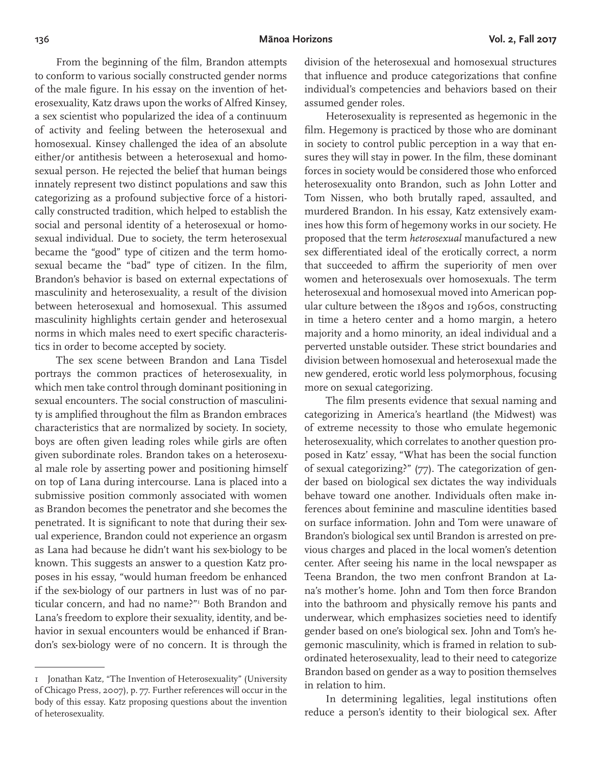From the beginning of the film, Brandon attempts to conform to various socially constructed gender norms of the male figure. In his essay on the invention of heterosexuality, Katz draws upon the works of Alfred Kinsey, a sex scientist who popularized the idea of a continuum of activity and feeling between the heterosexual and homosexual. Kinsey challenged the idea of an absolute either/or antithesis between a heterosexual and homosexual person. He rejected the belief that human beings innately represent two distinct populations and saw this categorizing as a profound subjective force of a historically constructed tradition, which helped to establish the social and personal identity of a heterosexual or homosexual individual. Due to society, the term heterosexual became the "good" type of citizen and the term homosexual became the "bad" type of citizen. In the film, Brandon's behavior is based on external expectations of masculinity and heterosexuality, a result of the division between heterosexual and homosexual. This assumed masculinity highlights certain gender and heterosexual norms in which males need to exert specific characteristics in order to become accepted by society.

The sex scene between Brandon and Lana Tisdel portrays the common practices of heterosexuality, in which men take control through dominant positioning in sexual encounters. The social construction of masculinity is amplified throughout the film as Brandon embraces characteristics that are normalized by society. In society, boys are often given leading roles while girls are often given subordinate roles. Brandon takes on a heterosexual male role by asserting power and positioning himself on top of Lana during intercourse. Lana is placed into a submissive position commonly associated with women as Brandon becomes the penetrator and she becomes the penetrated. It is significant to note that during their sexual experience, Brandon could not experience an orgasm as Lana had because he didn't want his sex-biology to be known. This suggests an answer to a question Katz proposes in his essay, "would human freedom be enhanced if the sex-biology of our partners in lust was of no particular concern, and had no name?"[1] Both Brandon and Lana's freedom to explore their sexuality, identity, and behavior in sexual encounters would be enhanced if Brandon's sex-biology were of no concern. It is through the division of the heterosexual and homosexual structures that influence and produce categorizations that confine individual's competencies and behaviors based on their assumed gender roles.

Heterosexuality is represented as hegemonic in the film. Hegemony is practiced by those who are dominant in society to control public perception in a way that ensures they will stay in power. In the film, these dominant forces in society would be considered those who enforced heterosexuality onto Brandon, such as John Lotter and Tom Nissen, who both brutally raped, assaulted, and murdered Brandon. In his essay, Katz extensively examines how this form of hegemony works in our society. He proposed that the term *heterosexual* manufactured a new sex differentiated ideal of the erotically correct, a norm that succeeded to affirm the superiority of men over women and heterosexuals over homosexuals. The term heterosexual and homosexual moved into American popular culture between the 1890s and 1960s, constructing in time a hetero center and a homo margin, a hetero majority and a homo minority, an ideal individual and a perverted unstable outsider. These strict boundaries and division between homosexual and heterosexual made the new gendered, erotic world less polymorphous, focusing more on sexual categorizing.

The film presents evidence that sexual naming and categorizing in America's heartland (the Midwest) was of extreme necessity to those who emulate hegemonic heterosexuality, which correlates to another question proposed in Katz' essay, "What has been the social function of sexual categorizing?" (77). The categorization of gender based on biological sex dictates the way individuals behave toward one another. Individuals often make inferences about feminine and masculine identities based on surface information. John and Tom were unaware of Brandon's biological sex until Brandon is arrested on previous charges and placed in the local women's detention center. After seeing his name in the local newspaper as Teena Brandon, the two men confront Brandon at Lana's mother's home. John and Tom then force Brandon into the bathroom and physically remove his pants and underwear, which emphasizes societies need to identify gender based on one's biological sex. John and Tom's hegemonic masculinity, which is framed in relation to subordinated heterosexuality, lead to their need to categorize Brandon based on gender as a way to position themselves in relation to him.

In determining legalities, legal institutions often reduce a person's identity to their biological sex. After

---

1 Jonathan Katz, "The Invention of Heterosexuality" (University of Chicago Press, 2007), p. 77. Further references will occur in the body of this essay. Katz proposing questions about the invention of heterosexuality.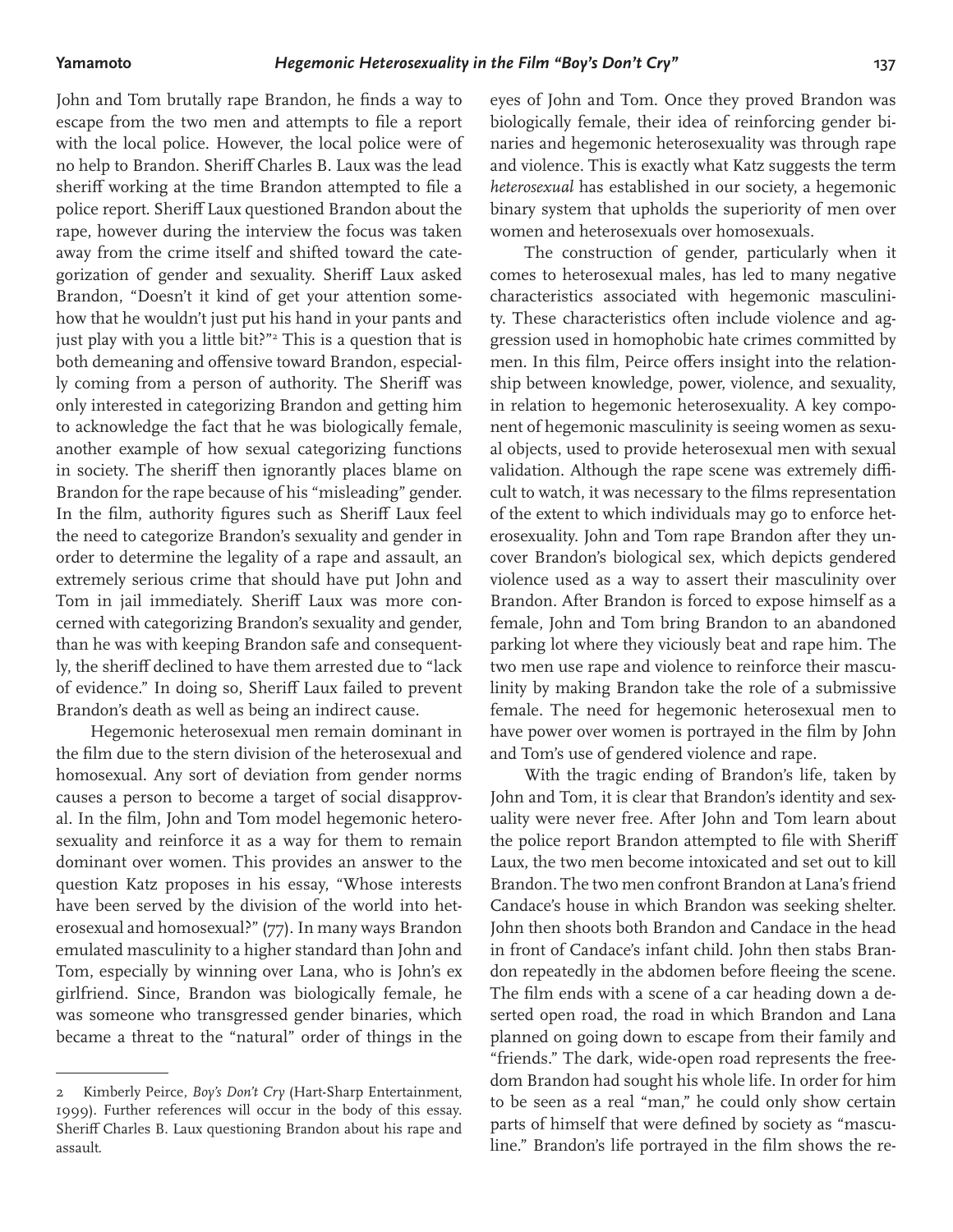John and Tom brutally rape Brandon, he finds a way to escape from the two men and attempts to file a report with the local police. However, the local police were of no help to Brandon. Sheriff Charles B. Laux was the lead sheriff working at the time Brandon attempted to file a police report. Sheriff Laux questioned Brandon about the rape, however during the interview the focus was taken away from the crime itself and shifted toward the categorization of gender and sexuality. Sheriff Laux asked Brandon, "Doesn't it kind of get your attention somehow that he wouldn't just put his hand in your pants and just play with you a little bit?"[2] This is a question that is both demeaning and offensive toward Brandon, especially coming from a person of authority. The Sheriff was only interested in categorizing Brandon and getting him to acknowledge the fact that he was biologically female, another example of how sexual categorizing functions in society. The sheriff then ignorantly places blame on Brandon for the rape because of his "misleading" gender. In the film, authority figures such as Sheriff Laux feel the need to categorize Brandon's sexuality and gender in order to determine the legality of a rape and assault, an extremely serious crime that should have put John and Tom in jail immediately. Sheriff Laux was more concerned with categorizing Brandon's sexuality and gender, than he was with keeping Brandon safe and consequently, the sheriff declined to have them arrested due to "lack of evidence." In doing so, Sheriff Laux failed to prevent Brandon's death as well as being an indirect cause.

Hegemonic heterosexual men remain dominant in the film due to the stern division of the heterosexual and homosexual. Any sort of deviation from gender norms causes a person to become a target of social disapproval. In the film, John and Tom model hegemonic heterosexuality and reinforce it as a way for them to remain dominant over women. This provides an answer to the question Katz proposes in his essay, "Whose interests have been served by the division of the world into heterosexual and homosexual?" (77). In many ways Brandon emulated masculinity to a higher standard than John and Tom, especially by winning over Lana, who is John's ex girlfriend. Since, Brandon was biologically female, he was someone who transgressed gender binaries, which became a threat to the "natural" order of things in the eyes of John and Tom. Once they proved Brandon was biologically female, their idea of reinforcing gender binaries and hegemonic heterosexuality was through rape and violence. This is exactly what Katz suggests the term *heterosexual* has established in our society, a hegemonic binary system that upholds the superiority of men over women and heterosexuals over homosexuals.

The construction of gender, particularly when it comes to heterosexual males, has led to many negative characteristics associated with hegemonic masculinity. These characteristics often include violence and aggression used in homophobic hate crimes committed by men. In this film, Peirce offers insight into the relationship between knowledge, power, violence, and sexuality, in relation to hegemonic heterosexuality. A key component of hegemonic masculinity is seeing women as sexual objects, used to provide heterosexual men with sexual validation. Although the rape scene was extremely difficult to watch, it was necessary to the films representation of the extent to which individuals may go to enforce heterosexuality. John and Tom rape Brandon after they uncover Brandon's biological sex, which depicts gendered violence used as a way to assert their masculinity over Brandon. After Brandon is forced to expose himself as a female, John and Tom bring Brandon to an abandoned parking lot where they viciously beat and rape him. The two men use rape and violence to reinforce their masculinity by making Brandon take the role of a submissive female. The need for hegemonic heterosexual men to have power over women is portrayed in the film by John and Tom's use of gendered violence and rape.

With the tragic ending of Brandon's life, taken by John and Tom, it is clear that Brandon's identity and sexuality were never free. After John and Tom learn about the police report Brandon attempted to file with Sheriff Laux, the two men become intoxicated and set out to kill Brandon. The two men confront Brandon at Lana's friend Candace's house in which Brandon was seeking shelter. John then shoots both Brandon and Candace in the head in front of Candace's infant child. John then stabs Brandon repeatedly in the abdomen before fleeing the scene. The film ends with a scene of a car heading down a deserted open road, the road in which Brandon and Lana planned on going down to escape from their family and "friends." The dark, wide-open road represents the freedom Brandon had sought his whole life. In order for him to be seen as a real "man," he could only show certain parts of himself that were defined by society as "masculine." Brandon's life portrayed in the film shows the re-

---

2 Kimberly Peirce, *Boy's Don't Cry* (Hart-Sharp Entertainment, 1999). Further references will occur in the body of this essay. Sheriff Charles B. Laux questioning Brandon about his rape and assault.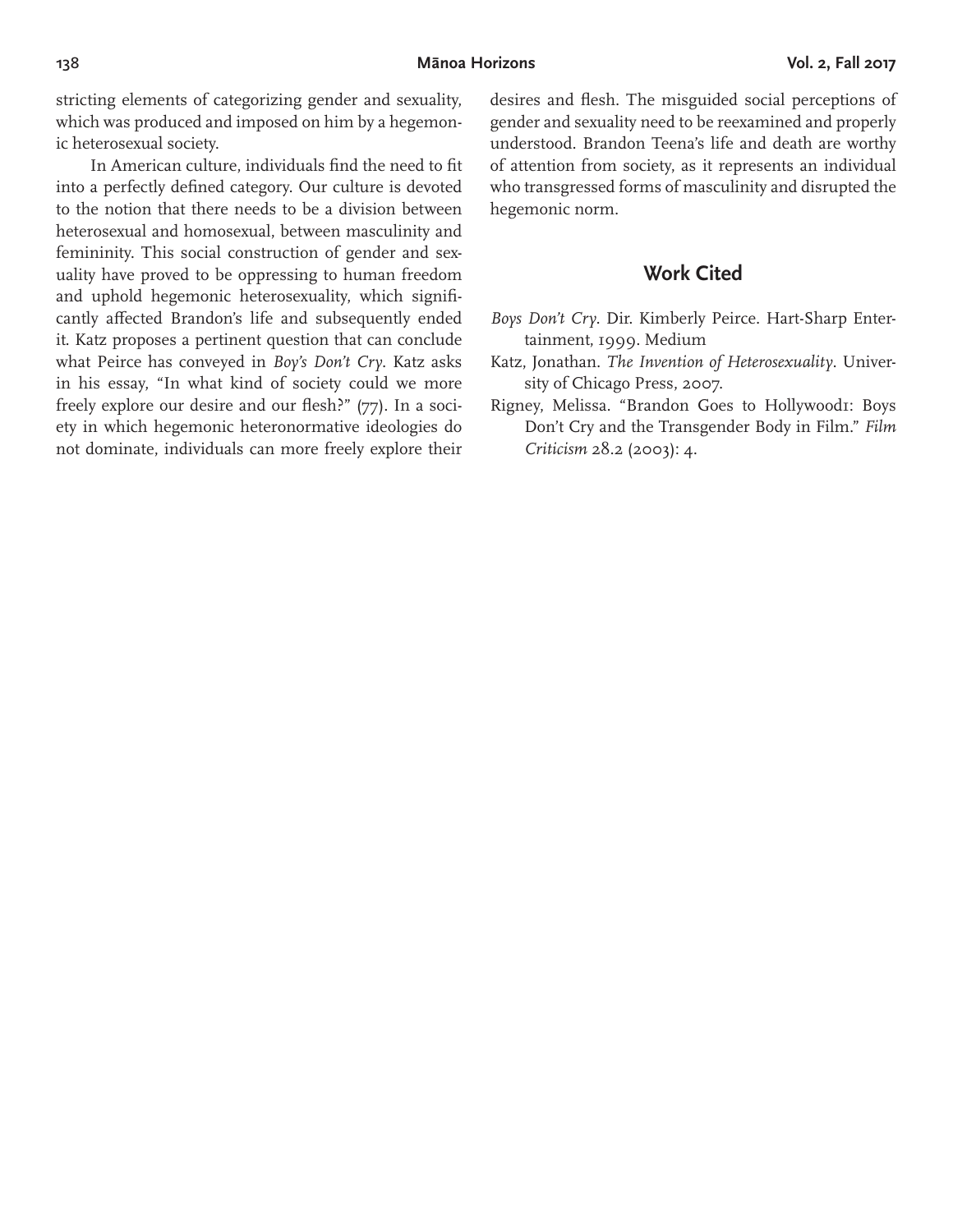stricting elements of categorizing gender and sexuality, which was produced and imposed on him by a hegemonic heterosexual society.

In American culture, individuals find the need to fit into a perfectly defined category. Our culture is devoted to the notion that there needs to be a division between heterosexual and homosexual, between masculinity and femininity. This social construction of gender and sexuality have proved to be oppressing to human freedom and uphold hegemonic heterosexuality, which significantly affected Brandon's life and subsequently ended it. Katz proposes a pertinent question that can conclude what Peirce has conveyed in *Boy's Don't Cry*. Katz asks in his essay, "In what kind of society could we more freely explore our desire and our flesh?" (77). In a society in which hegemonic heteronormative ideologies do not dominate, individuals can more freely explore their desires and flesh. The misguided social perceptions of gender and sexuality need to be reexamined and properly understood. Brandon Teena's life and death are worthy of attention from society, as it represents an individual who transgressed forms of masculinity and disrupted the hegemonic norm.

## Work Cited

*Boys Don't Cry*. Dir. Kimberly Peirce. Hart-Sharp Entertainment, 1999. Medium

Katz, Jonathan. *The Invention of Heterosexuality*. University of Chicago Press, 2007.

Rigney, Melissa. "Brandon Goes to Hollywood1: Boys Don't Cry and the Transgender Body in Film." *Film Criticism* 28.2 (2003): 4.